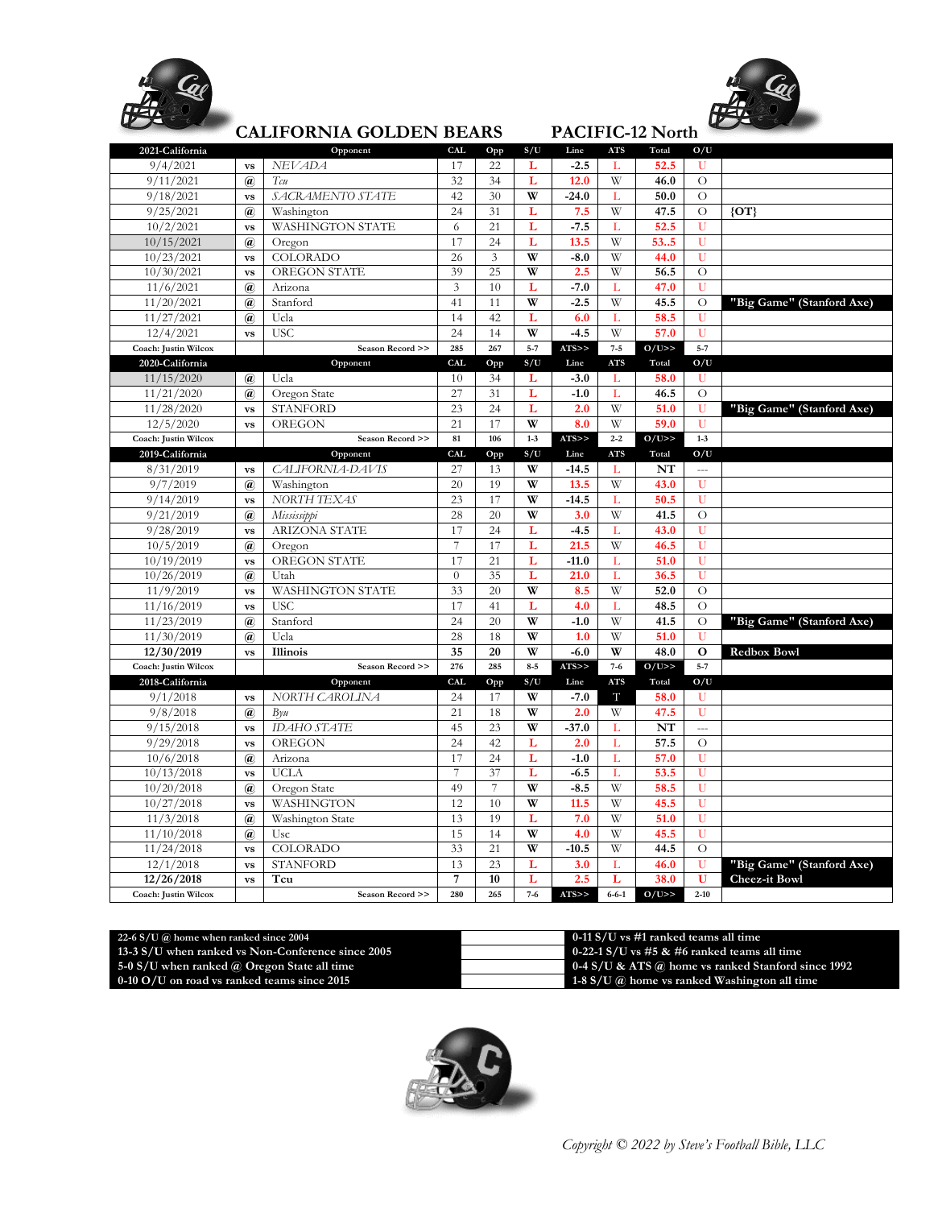# CALIFORNIA GOLDEN BEARS — PACIFIC-12 North

| 2021-California | | Opponent | CAL | Opp | S/U | Line | ATS | Total | O/U | |
|---|---|---|---|---|---|---|---|---|---|---|
| 9/4/2021 | vs | NEVADA | 17 | 22 | L | -2.5 | L | 52.5 | U | |
| 9/11/2021 | @ | Tcu | 32 | 34 | L | 12.0 | W | 46.0 | O | |
| 9/18/2021 | vs | SACRAMENTO STATE | 42 | 30 | W | -24.0 | L | 50.0 | O | |
| 9/25/2021 | @ | Washington | 24 | 31 | L | 7.5 | W | 47.5 | O | {OT} |
| 10/2/2021 | vs | WASHINGTON STATE | 6 | 21 | L | -7.5 | L | 52.5 | U | |
| 10/15/2021 | @ | Oregon | 17 | 24 | L | 13.5 | W | 53..5 | U | |
| 10/23/2021 | vs | COLORADO | 26 | 3 | W | -8.0 | W | 44.0 | U | |
| 10/30/2021 | vs | OREGON STATE | 39 | 25 | W | 2.5 | W | 56.5 | O | |
| 11/6/2021 | @ | Arizona | 3 | 10 | L | -7.0 | L | 47.0 | U | |
| 11/20/2021 | @ | Stanford | 41 | 11 | W | -2.5 | W | 45.5 | O | "Big Game" (Stanford Axe) |
| 11/27/2021 | @ | Ucla | 14 | 42 | L | 6.0 | L | 58.5 | U | |
| 12/4/2021 | vs | USC | 24 | 14 | W | -4.5 | W | 57.0 | U | |
| Coach: Justin Wilcox | | Season Record >> | 285 | 267 | 5-7 | ATS>> | 7-5 | O/U>> | 5-7 | |
| **2020-California** | | **Opponent** | **CAL** | **Opp** | **S/U** | **Line** | **ATS** | **Total** | **O/U** | |
| 11/15/2020 | @ | Ucla | 10 | 34 | L | -3.0 | L | 58.0 | U | |
| 11/21/2020 | @ | Oregon State | 27 | 31 | L | -1.0 | L | 46.5 | O | |
| 11/28/2020 | vs | STANFORD | 23 | 24 | L | 2.0 | W | 51.0 | U | "Big Game" (Stanford Axe) |
| 12/5/2020 | vs | OREGON | 21 | 17 | W | 8.0 | W | 59.0 | U | |
| Coach: Justin Wilcox | | Season Record >> | 81 | 106 | 1-3 | ATS>> | 2-2 | O/U>> | 1-3 | |
| **2019-California** | | **Opponent** | **CAL** | **Opp** | **S/U** | **Line** | **ATS** | **Total** | **O/U** | |
| 8/31/2019 | vs | CALIFORNIA-DAVIS | 27 | 13 | W | -14.5 | L | NT | --- | |
| 9/7/2019 | @ | Washington | 20 | 19 | W | 13.5 | W | 43.0 | U | |
| 9/14/2019 | vs | NORTH TEXAS | 23 | 17 | W | -14.5 | L | 50.5 | U | |
| 9/21/2019 | @ | Mississippi | 28 | 20 | W | 3.0 | W | 41.5 | O | |
| 9/28/2019 | vs | ARIZONA STATE | 17 | 24 | L | -4.5 | L | 43.0 | U | |
| 10/5/2019 | @ | Oregon | 7 | 17 | L | 21.5 | W | 46.5 | U | |
| 10/19/2019 | vs | OREGON STATE | 17 | 21 | L | -11.0 | L | 51.0 | U | |
| 10/26/2019 | @ | Utah | 0 | 35 | L | 21.0 | L | 36.5 | U | |
| 11/9/2019 | vs | WASHINGTON STATE | 33 | 20 | W | 8.5 | W | 52.0 | O | |
| 11/16/2019 | vs | USC | 17 | 41 | L | 4.0 | L | 48.5 | O | |
| 11/23/2019 | @ | Stanford | 24 | 20 | W | -1.0 | W | 41.5 | O | "Big Game" (Stanford Axe) |
| 11/30/2019 | @ | Ucla | 28 | 18 | W | 1.0 | W | 51.0 | U | |
| **12/30/2019** | **vs** | **Illinois** | **35** | **20** | **W** | **-6.0** | **W** | **48.0** | **O** | Redbox Bowl |
| Coach: Justin Wilcox | | Season Record >> | 276 | 285 | 8-5 | ATS>> | 7-6 | O/U>> | 5-7 | |
| **2018-California** | | **Opponent** | **CAL** | **Opp** | **S/U** | **Line** | **ATS** | **Total** | **O/U** | |
| 9/1/2018 | vs | NORTH CAROLINA | 24 | 17 | W | -7.0 | T | 58.0 | U | |
| 9/8/2018 | @ | Byu | 21 | 18 | W | 2.0 | W | 47.5 | U | |
| 9/15/2018 | vs | IDAHO STATE | 45 | 23 | W | -37.0 | L | NT | --- | |
| 9/29/2018 | vs | OREGON | 24 | 42 | L | 2.0 | L | 57.5 | O | |
| 10/6/2018 | @ | Arizona | 17 | 24 | L | -1.0 | L | 57.0 | U | |
| 10/13/2018 | vs | UCLA | 7 | 37 | L | -6.5 | L | 53.5 | U | |
| 10/20/2018 | @ | Oregon State | 49 | 7 | W | -8.5 | W | 58.5 | U | |
| 10/27/2018 | vs | WASHINGTON | 12 | 10 | W | 11.5 | W | 45.5 | U | |
| 11/3/2018 | @ | Washington State | 13 | 19 | L | 7.0 | W | 51.0 | U | |
| 11/10/2018 | @ | Usc | 15 | 14 | W | 4.0 | W | 45.5 | U | |
| 11/24/2018 | vs | COLORADO | 33 | 21 | W | -10.5 | W | 44.5 | O | |
| 12/1/2018 | vs | STANFORD | 13 | 23 | L | 3.0 | L | 46.0 | U | "Big Game" (Stanford Axe) |
| **12/26/2018** | **vs** | **Tcu** | **7** | **10** | **L** | **2.5** | **L** | **38.0** | **U** | Cheez-it Bowl |
| Coach: Justin Wilcox | | Season Record >> | 280 | 265 | 7-6 | ATS>> | 6-6-1 | O/U>> | 2-10 | |

| | |
|---|---|
| 22-6 S/U @ home when ranked since 2004 | 0-11 S/U vs #1 ranked teams all time |
| 13-3 S/U when ranked vs Non-Conference since 2005 | 0-22-1 S/U vs #5 & #6 ranked teams all time |
| 5-0 S/U when ranked @ Oregon State all time | 0-4 S/U & ATS @ home vs ranked Stanford since 1992 |
| 0-10 O/U on road vs ranked teams since 2015 | 1-8 S/U @ home vs ranked Washington all time |

*Copyright © 2022 by Steve's Football Bible, LLC*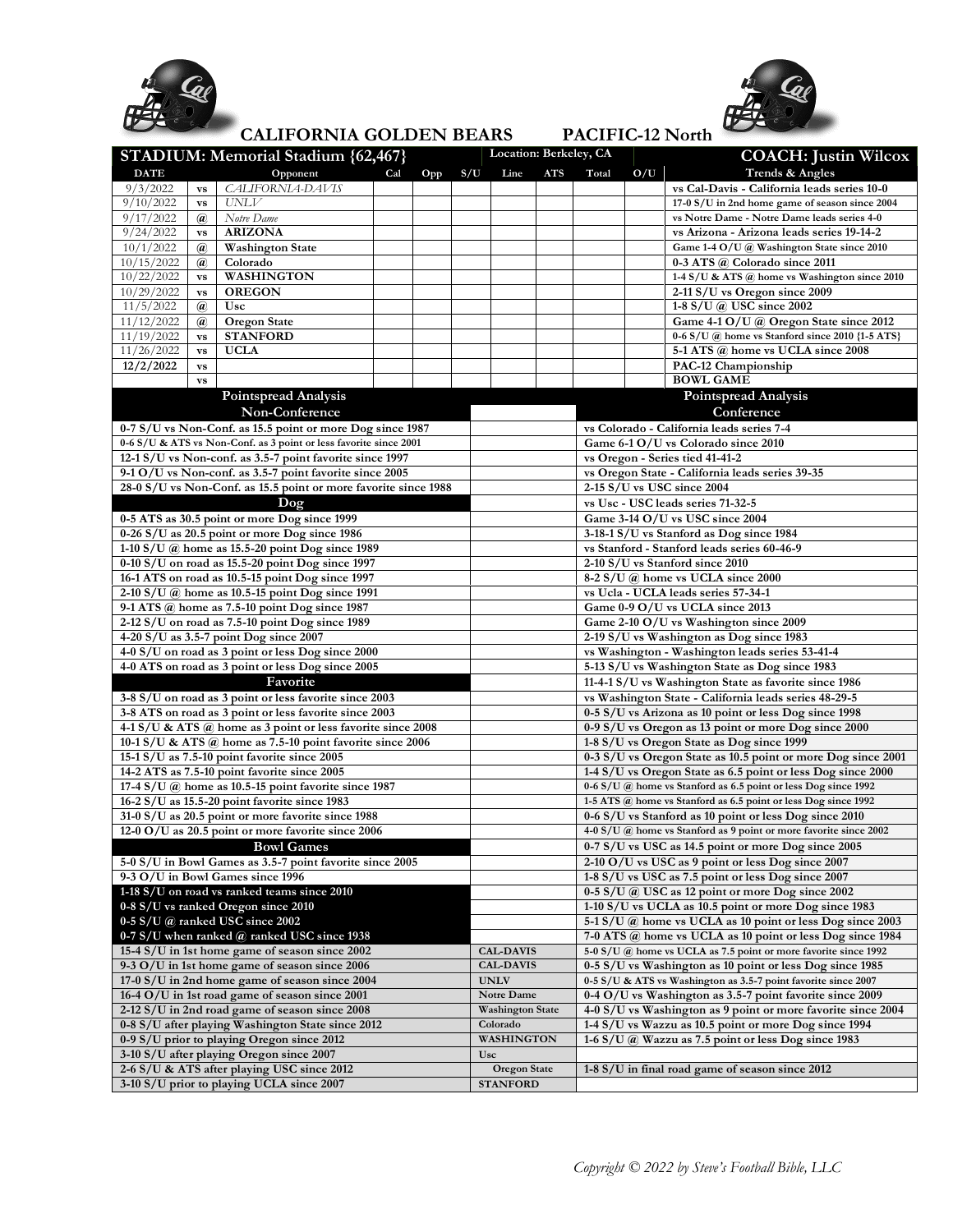# CALIFORNIA GOLDEN BEARS — PACIFIC-12 North

**STADIUM: Memorial Stadium {62,467}** | Location: Berkeley, CA | **COACH: Justin Wilcox**

| DATE | | Opponent | Cal | Opp | S/U | Line | ATS | Total | O/U | Trends & Angles |
|---|---|---|---|---|---|---|---|---|---|---|
| 9/3/2022 | vs | CALIFORNIA-DAVIS | | | | | | | | vs Cal-Davis - California leads series 10-0 |
| 9/10/2022 | vs | UNLV | | | | | | | | 17-0 S/U in 2nd home game of season since 2004 |
| 9/17/2022 | @ | Notre Dame | | | | | | | | vs Notre Dame - Notre Dame leads series 4-0 |
| 9/24/2022 | vs | ARIZONA | | | | | | | | vs Arizona - Arizona leads series 19-14-2 |
| 10/1/2022 | @ | Washington State | | | | | | | | Game 1-4 O/U @ Washington State since 2010 |
| 10/15/2022 | @ | Colorado | | | | | | | | 0-3 ATS @ Colorado since 2011 |
| 10/22/2022 | vs | WASHINGTON | | | | | | | | 1-4 S/U & ATS @ home vs Washington since 2010 |
| 10/29/2022 | vs | OREGON | | | | | | | | 2-11 S/U vs Oregon since 2009 |
| 11/5/2022 | @ | Usc | | | | | | | | 1-8 S/U @ USC since 2002 |
| 11/12/2022 | @ | Oregon State | | | | | | | | Game 4-1 O/U @ Oregon State since 2012 |
| 11/19/2022 | vs | STANFORD | | | | | | | | 0-6 S/U @ home vs Stanford since 2010 {1-5 ATS} |
| 11/26/2022 | vs | UCLA | | | | | | | | 5-1 ATS @ home vs UCLA since 2008 |
| 12/2/2022 | vs | | | | | | | | | PAC-12 Championship |
| | vs | | | | | | | | | BOWL GAME |

## Pointspread Analysis — Non-Conference

- 0-7 S/U vs Non-Conf. as 15.5 point or more Dog since 1987
- 0-6 S/U & ATS vs Non-Conf. as 3 point or less favorite since 2001
- 12-1 S/U vs Non-conf. as 3.5-7 point favorite since 1997
- 9-1 O/U vs Non-conf. as 3.5-7 point favorite since 2005
- 28-0 S/U vs Non-Conf. as 15.5 point or more favorite since 1988

### Dog

- 0-5 ATS as 30.5 point or more Dog since 1999
- 0-26 S/U as 20.5 point or more Dog since 1986
- 1-10 S/U @ home as 15.5-20 point Dog since 1989
- 0-10 S/U on road as 15.5-20 point Dog since 1997
- 16-1 ATS on road as 10.5-15 point Dog since 1997
- 2-10 S/U @ home as 10.5-15 point Dog since 1991
- 9-1 ATS @ home as 7.5-10 point Dog since 1987
- 2-12 S/U on road as 7.5-10 point Dog since 1989
- 4-20 S/U as 3.5-7 point Dog since 2007
- 4-0 S/U on road as 3 point or less Dog since 2000
- 4-0 ATS on road as 3 point or less Dog since 2005

### Favorite

- 3-8 S/U on road as 3 point or less favorite since 2003
- 3-8 ATS on road as 3 point or less favorite since 2003
- 4-1 S/U & ATS @ home as 3 point or less favorite since 2008
- 10-1 S/U & ATS @ home as 7.5-10 point favorite since 2006
- 15-1 S/U as 7.5-10 point favorite since 2005
- 14-2 ATS as 7.5-10 point favorite since 2005
- 17-4 S/U @ home as 10.5-15 point favorite since 1987
- 16-2 S/U as 15.5-20 point favorite since 1983
- 31-0 S/U as 20.5 point or more favorite since 1988
- 12-0 O/U as 20.5 point or more favorite since 2006

### Bowl Games

- 5-0 S/U in Bowl Games as 3.5-7 point favorite since 2005
- 9-3 O/U in Bowl Games since 1996
- 1-18 S/U on road vs ranked teams since 2010
- 0-8 S/U vs ranked Oregon since 2010
- 0-5 S/U @ ranked USC since 2002
- 0-7 S/U when ranked @ ranked USC since 1938

| | | |
|---|---|---|
| 15-4 S/U in 1st home game of season since 2002 | CAL-DAVIS | 5-0 S/U @ home vs UCLA as 7.5 point or more favorite since 1992 |
| 9-3 O/U in 1st home game of season since 2006 | CAL-DAVIS | 0-5 S/U vs Washington as 10 point or less Dog since 1985 |
| 17-0 S/U in 2nd home game of season since 2004 | UNLV | 0-5 S/U & ATS vs Washington as 3.5-7 point favorite since 2007 |
| 16-4 O/U in 1st road game of season since 2001 | Notre Dame | 0-4 O/U vs Washington as 3.5-7 point favorite since 2009 |
| 2-12 S/U in 2nd road game of season since 2008 | Washington State | 4-0 S/U vs Washington as 9 point or more favorite since 2004 |
| 0-8 S/U after playing Washington State since 2012 | Colorado | 1-4 S/U vs Wazzu as 10.5 point or more Dog since 1994 |
| 0-9 S/U prior to playing Oregon since 2012 | WASHINGTON | 1-6 S/U @ Wazzu as 7.5 point or less Dog since 1983 |
| 3-10 S/U after playing Oregon since 2007 | Usc | |
| 2-6 S/U & ATS after playing USC since 2012 | Oregon State | 1-8 S/U in final road game of season since 2012 |
| 3-10 S/U prior to playing UCLA since 2007 | STANFORD | |

## Pointspread Analysis — Conference

- vs Colorado - California leads series 7-4
- Game 6-1 O/U vs Colorado since 2010
- vs Oregon - Series tied 41-41-2
- vs Oregon State - California leads series 39-35
- 2-15 S/U vs USC since 2004
- vs Usc - USC leads series 71-32-5
- Game 3-14 O/U vs USC since 2004
- 3-18-1 S/U vs Stanford as Dog since 1984
- vs Stanford - Stanford leads series 60-46-9
- 2-10 S/U vs Stanford since 2010
- 8-2 S/U @ home vs UCLA since 2000
- vs Ucla - UCLA leads series 57-34-1
- Game 0-9 O/U vs UCLA since 2013
- Game 2-10 O/U vs Washington since 2009
- 2-19 S/U vs Washington as Dog since 1983
- vs Washington - Washington leads series 53-41-4
- 5-13 S/U vs Washington State as Dog since 1983
- 11-4-1 S/U vs Washington State as favorite since 1986
- vs Washington State - California leads series 48-29-5
- 0-5 S/U vs Arizona as 10 point or less Dog since 1998
- 0-9 S/U vs Oregon as 13 point or more Dog since 2000
- 1-8 S/U vs Oregon State as Dog since 1999
- 0-3 S/U vs Oregon State as 10.5 point or more Dog since 2001
- 1-4 S/U vs Oregon State as 6.5 point or less Dog since 2000
- 0-6 S/U @ home vs Stanford as 6.5 point or less Dog since 1992
- 1-5 ATS @ home vs Stanford as 6.5 point or less Dog since 1992
- 0-6 S/U vs Stanford as 10 point or less Dog since 2010
- 4-0 S/U @ home vs Stanford as 9 point or more favorite since 2002
- 0-7 S/U vs USC as 14.5 point or more Dog since 2005
- 2-10 O/U vs USC as 9 point or less Dog since 2007
- 1-8 S/U vs USC as 7.5 point or less Dog since 2007
- 0-5 S/U @ USC as 12 point or more Dog since 2002
- 1-10 S/U vs UCLA as 10.5 point or more Dog since 1983
- 5-1 S/U @ home vs UCLA as 10 point or less Dog since 2003
- 7-0 ATS @ home vs UCLA as 10 point or less Dog since 1984

*Copyright © 2022 by Steve's Football Bible, LLC*